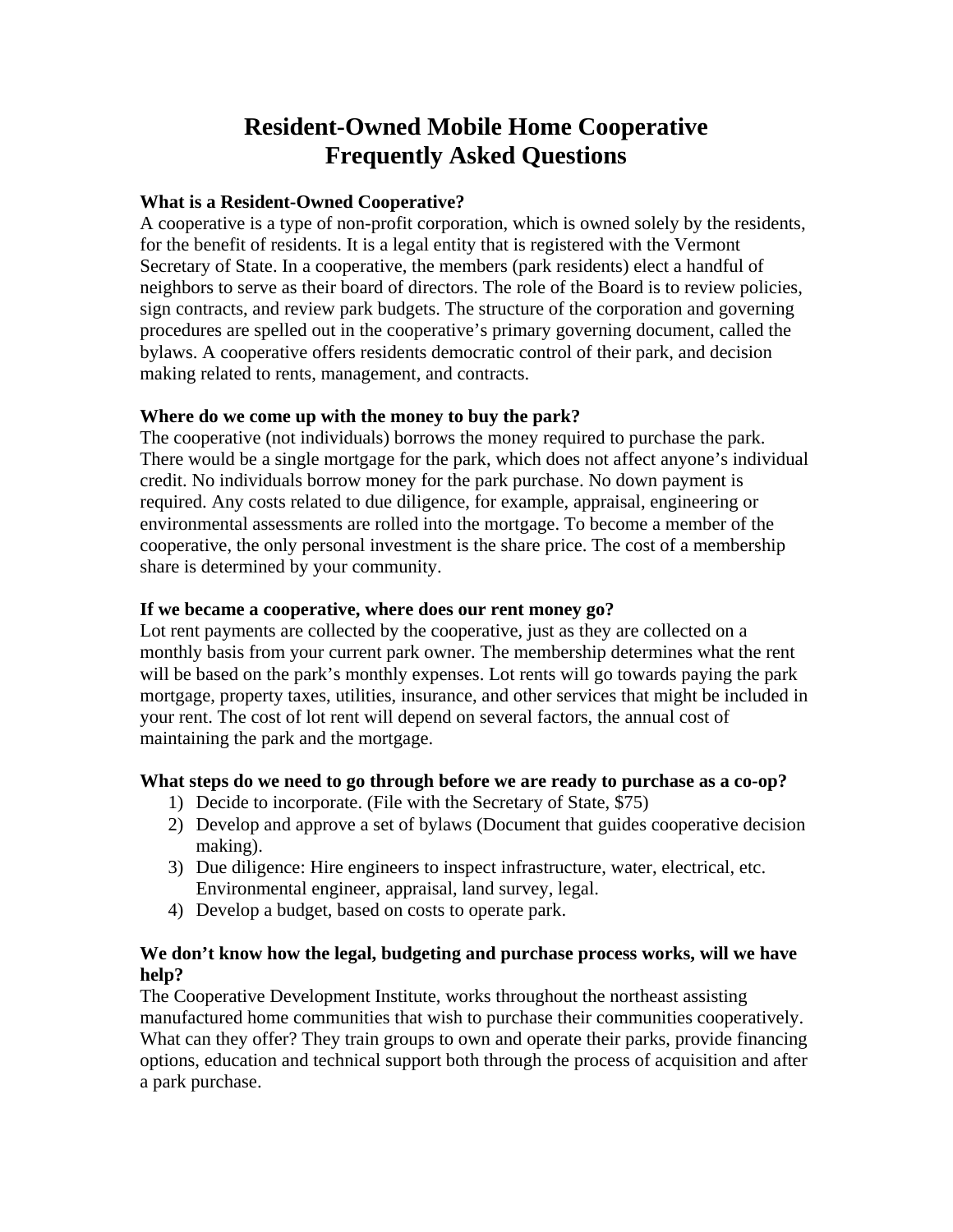# Resident-Owned Mobile Home Cooperative
# Frequently Asked Questions

**What is a Resident-Owned Cooperative?**

A cooperative is a type of non-profit corporation, which is owned solely by the residents, for the benefit of residents. It is a legal entity that is registered with the Vermont Secretary of State. In a cooperative, the members (park residents) elect a handful of neighbors to serve as their board of directors. The role of the Board is to review policies, sign contracts, and review park budgets. The structure of the corporation and governing procedures are spelled out in the cooperative's primary governing document, called the bylaws. A cooperative offers residents democratic control of their park, and decision making related to rents, management, and contracts.

**Where do we come up with the money to buy the park?**

The cooperative (not individuals) borrows the money required to purchase the park. There would be a single mortgage for the park, which does not affect anyone's individual credit. No individuals borrow money for the park purchase. No down payment is required. Any costs related to due diligence, for example, appraisal, engineering or environmental assessments are rolled into the mortgage. To become a member of the cooperative, the only personal investment is the share price. The cost of a membership share is determined by your community.

**If we became a cooperative, where does our rent money go?**

Lot rent payments are collected by the cooperative, just as they are collected on a monthly basis from your current park owner. The membership determines what the rent will be based on the park's monthly expenses. Lot rents will go towards paying the park mortgage, property taxes, utilities, insurance, and other services that might be included in your rent. The cost of lot rent will depend on several factors, the annual cost of maintaining the park and the mortgage.

**What steps do we need to go through before we are ready to purchase as a co-op?**

1) Decide to incorporate. (File with the Secretary of State, $75)
2) Develop and approve a set of bylaws (Document that guides cooperative decision making).
3) Due diligence: Hire engineers to inspect infrastructure, water, electrical, etc. Environmental engineer, appraisal, land survey, legal.
4) Develop a budget, based on costs to operate park.

**We don't know how the legal, budgeting and purchase process works, will we have help?**

The Cooperative Development Institute, works throughout the northeast assisting manufactured home communities that wish to purchase their communities cooperatively. What can they offer? They train groups to own and operate their parks, provide financing options, education and technical support both through the process of acquisition and after a park purchase.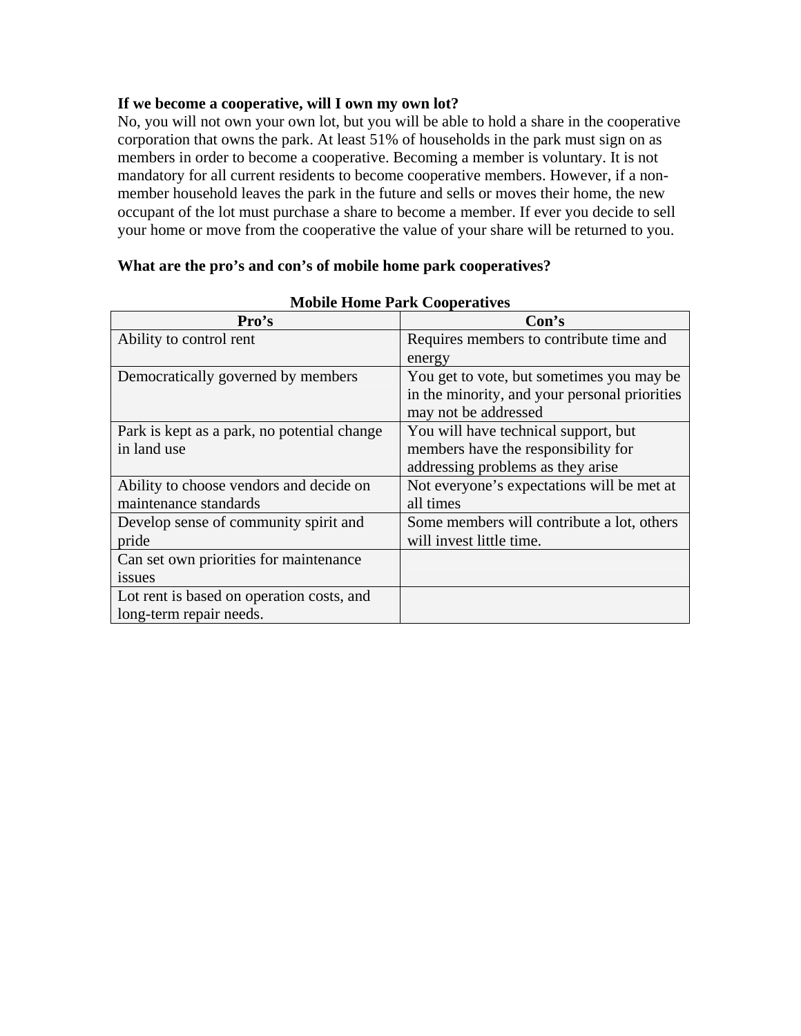**If we become a cooperative, will I own my own lot?**

No, you will not own your own lot, but you will be able to hold a share in the cooperative corporation that owns the park. At least 51% of households in the park must sign on as members in order to become a cooperative. Becoming a member is voluntary. It is not mandatory for all current residents to become cooperative members. However, if a non-member household leaves the park in the future and sells or moves their home, the new occupant of the lot must purchase a share to become a member. If ever you decide to sell your home or move from the cooperative the value of your share will be returned to you.

**What are the pro's and con's of mobile home park cooperatives?**

**Mobile Home Park Cooperatives**

| Pro's | Con's |
|---|---|
| Ability to control rent | Requires members to contribute time and energy |
| Democratically governed by members | You get to vote, but sometimes you may be in the minority, and your personal priorities may not be addressed |
| Park is kept as a park, no potential change in land use | You will have technical support, but members have the responsibility for addressing problems as they arise |
| Ability to choose vendors and decide on maintenance standards | Not everyone's expectations will be met at all times |
| Develop sense of community spirit and pride | Some members will contribute a lot, others will invest little time. |
| Can set own priorities for maintenance issues | |
| Lot rent is based on operation costs, and long-term repair needs. | |